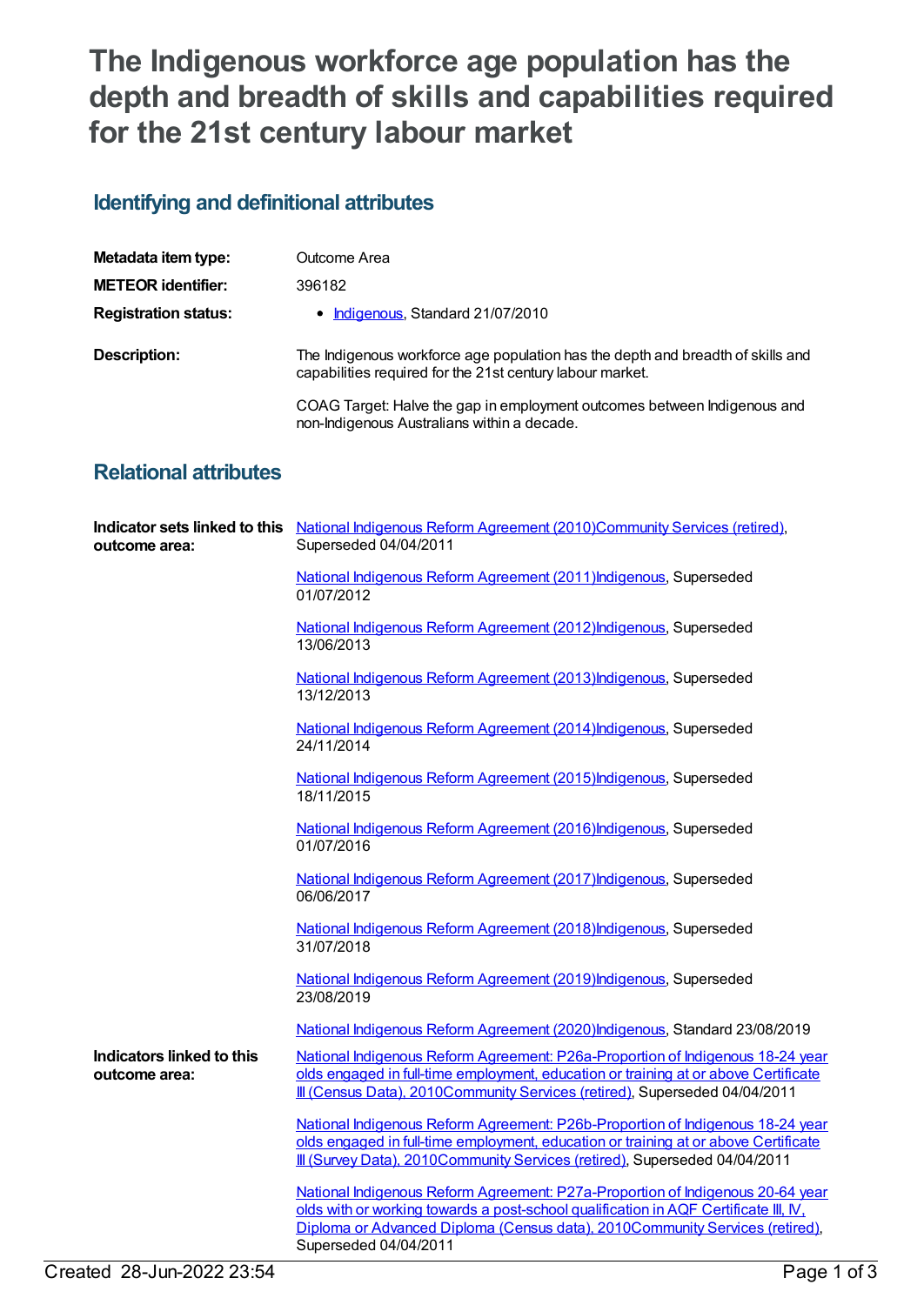# The Indigenous workforce age population has the depth and breadth of skills and capabilities required for the 21st century labour market

## Identifying and definitional attributes

| | |
|---|---|
| **Metadata item type:** | Outcome Area |
| **METEOR identifier:** | 396182 |
| **Registration status:** | • Indigenous, Standard 21/07/2010 |
| **Description:** | The Indigenous workforce age population has the depth and breadth of skills and capabilities required for the 21st century labour market.<br><br>COAG Target: Halve the gap in employment outcomes between Indigenous and non-Indigenous Australians within a decade. |

## Relational attributes

**Indicator sets linked to this outcome area:**

National Indigenous Reform Agreement (2010)Community Services (retired), Superseded 04/04/2011

National Indigenous Reform Agreement (2011)Indigenous, Superseded 01/07/2012

National Indigenous Reform Agreement (2012)Indigenous, Superseded 13/06/2013

National Indigenous Reform Agreement (2013)Indigenous, Superseded 13/12/2013

National Indigenous Reform Agreement (2014)Indigenous, Superseded 24/11/2014

National Indigenous Reform Agreement (2015)Indigenous, Superseded 18/11/2015

National Indigenous Reform Agreement (2016)Indigenous, Superseded 01/07/2016

National Indigenous Reform Agreement (2017)Indigenous, Superseded 06/06/2017

National Indigenous Reform Agreement (2018)Indigenous, Superseded 31/07/2018

National Indigenous Reform Agreement (2019)Indigenous, Superseded 23/08/2019

National Indigenous Reform Agreement (2020)Indigenous, Standard 23/08/2019

**Indicators linked to this outcome area:**

National Indigenous Reform Agreement: P26a-Proportion of Indigenous 18-24 year olds engaged in full-time employment, education or training at or above Certificate III (Census Data), 2010Community Services (retired), Superseded 04/04/2011

National Indigenous Reform Agreement: P26b-Proportion of Indigenous 18-24 year olds engaged in full-time employment, education or training at or above Certificate III (Survey Data), 2010Community Services (retired), Superseded 04/04/2011

National Indigenous Reform Agreement: P27a-Proportion of Indigenous 20-64 year olds with or working towards a post-school qualification in AQF Certificate III, IV, Diploma or Advanced Diploma (Census data), 2010Community Services (retired), Superseded 04/04/2011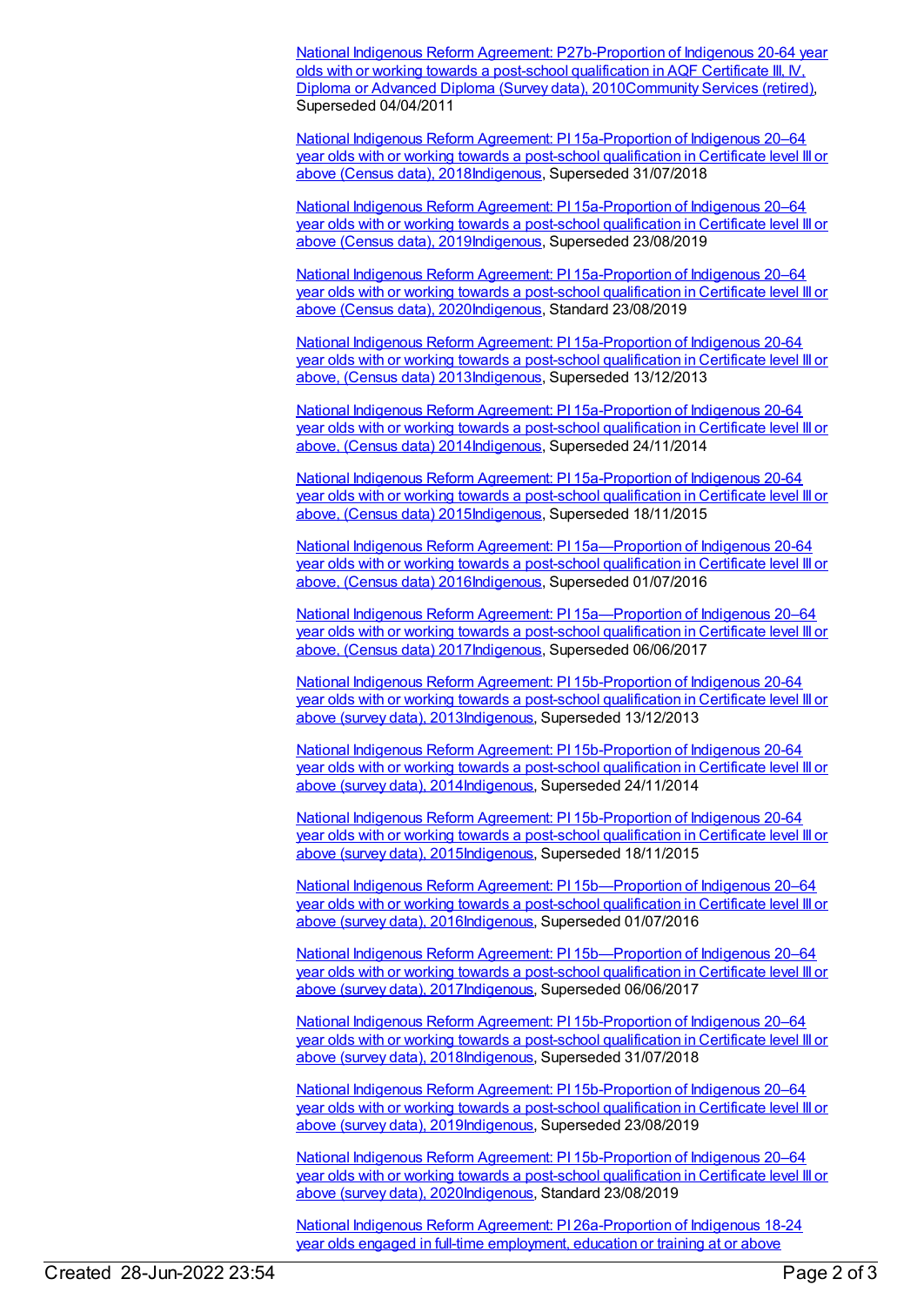National Indigenous Reform Agreement: P27b-Proportion of Indigenous 20-64 year olds with or working towards a post-school qualification in AQF Certificate III, IV, Diploma or Advanced Diploma (Survey data), 2010Community Services (retired), Superseded 04/04/2011

National Indigenous Reform Agreement: PI 15a-Proportion of Indigenous 20–64 year olds with or working towards a post-school qualification in Certificate level III or above (Census data), 2018Indigenous, Superseded 31/07/2018

National Indigenous Reform Agreement: PI 15a-Proportion of Indigenous 20–64 year olds with or working towards a post-school qualification in Certificate level III or above (Census data), 2019Indigenous, Superseded 23/08/2019

National Indigenous Reform Agreement: PI 15a-Proportion of Indigenous 20–64 year olds with or working towards a post-school qualification in Certificate level III or above (Census data), 2020Indigenous, Standard 23/08/2019

National Indigenous Reform Agreement: PI 15a-Proportion of Indigenous 20-64 year olds with or working towards a post-school qualification in Certificate level III or above, (Census data) 2013Indigenous, Superseded 13/12/2013

National Indigenous Reform Agreement: PI 15a-Proportion of Indigenous 20-64 year olds with or working towards a post-school qualification in Certificate level III or above, (Census data) 2014Indigenous, Superseded 24/11/2014

National Indigenous Reform Agreement: PI 15a-Proportion of Indigenous 20-64 year olds with or working towards a post-school qualification in Certificate level III or above, (Census data) 2015Indigenous, Superseded 18/11/2015

National Indigenous Reform Agreement: PI 15a—Proportion of Indigenous 20-64 year olds with or working towards a post-school qualification in Certificate level III or above, (Census data) 2016Indigenous, Superseded 01/07/2016

National Indigenous Reform Agreement: PI 15a—Proportion of Indigenous 20–64 year olds with or working towards a post-school qualification in Certificate level III or above, (Census data) 2017Indigenous, Superseded 06/06/2017

National Indigenous Reform Agreement: PI 15b-Proportion of Indigenous 20-64 year olds with or working towards a post-school qualification in Certificate level III or above (survey data), 2013Indigenous, Superseded 13/12/2013

National Indigenous Reform Agreement: PI 15b-Proportion of Indigenous 20-64 year olds with or working towards a post-school qualification in Certificate level III or above (survey data), 2014Indigenous, Superseded 24/11/2014

National Indigenous Reform Agreement: PI 15b-Proportion of Indigenous 20-64 year olds with or working towards a post-school qualification in Certificate level III or above (survey data), 2015Indigenous, Superseded 18/11/2015

National Indigenous Reform Agreement: PI 15b—Proportion of Indigenous 20–64 year olds with or working towards a post-school qualification in Certificate level III or above (survey data), 2016Indigenous, Superseded 01/07/2016

National Indigenous Reform Agreement: PI 15b—Proportion of Indigenous 20–64 year olds with or working towards a post-school qualification in Certificate level III or above (survey data), 2017Indigenous, Superseded 06/06/2017

National Indigenous Reform Agreement: PI 15b-Proportion of Indigenous 20–64 year olds with or working towards a post-school qualification in Certificate level III or above (survey data), 2018Indigenous, Superseded 31/07/2018

National Indigenous Reform Agreement: PI 15b-Proportion of Indigenous 20–64 year olds with or working towards a post-school qualification in Certificate level III or above (survey data), 2019Indigenous, Superseded 23/08/2019

National Indigenous Reform Agreement: PI 15b-Proportion of Indigenous 20–64 year olds with or working towards a post-school qualification in Certificate level III or above (survey data), 2020Indigenous, Standard 23/08/2019

National Indigenous Reform Agreement: PI 26a-Proportion of Indigenous 18-24 year olds engaged in full-time employment, education or training at or above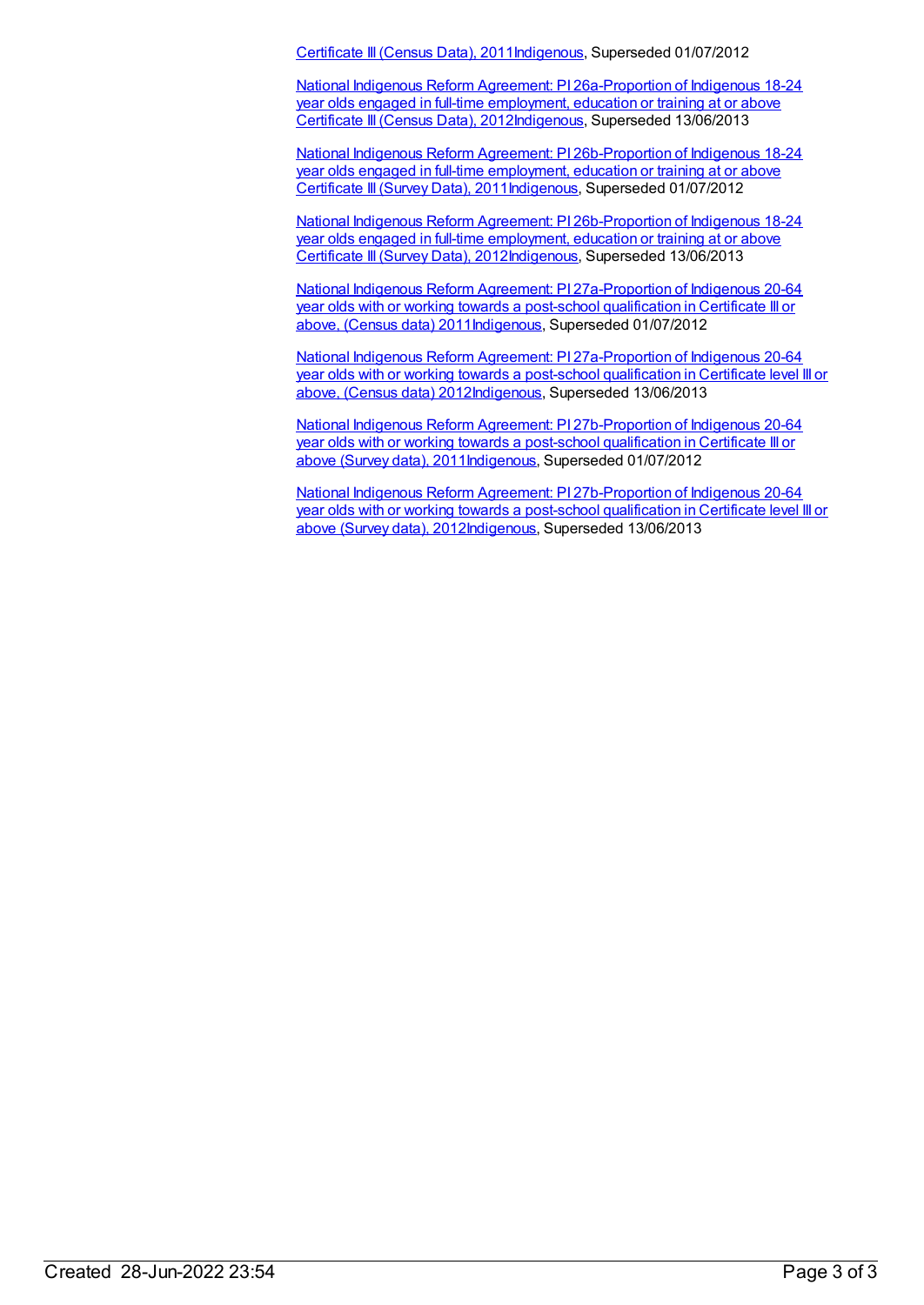Certificate III (Census Data), 2011Indigenous, Superseded 01/07/2012

National Indigenous Reform Agreement: PI 26a-Proportion of Indigenous 18-24 year olds engaged in full-time employment, education or training at or above Certificate III (Census Data), 2012Indigenous, Superseded 13/06/2013

National Indigenous Reform Agreement: PI 26b-Proportion of Indigenous 18-24 year olds engaged in full-time employment, education or training at or above Certificate III (Survey Data), 2011Indigenous, Superseded 01/07/2012

National Indigenous Reform Agreement: PI 26b-Proportion of Indigenous 18-24 year olds engaged in full-time employment, education or training at or above Certificate III (Survey Data), 2012Indigenous, Superseded 13/06/2013

National Indigenous Reform Agreement: PI 27a-Proportion of Indigenous 20-64 year olds with or working towards a post-school qualification in Certificate III or above, (Census data) 2011Indigenous, Superseded 01/07/2012

National Indigenous Reform Agreement: PI 27a-Proportion of Indigenous 20-64 year olds with or working towards a post-school qualification in Certificate level III or above, (Census data) 2012Indigenous, Superseded 13/06/2013

National Indigenous Reform Agreement: PI 27b-Proportion of Indigenous 20-64 year olds with or working towards a post-school qualification in Certificate III or above (Survey data), 2011Indigenous, Superseded 01/07/2012

National Indigenous Reform Agreement: PI 27b-Proportion of Indigenous 20-64 year olds with or working towards a post-school qualification in Certificate level III or above (Survey data), 2012Indigenous, Superseded 13/06/2013